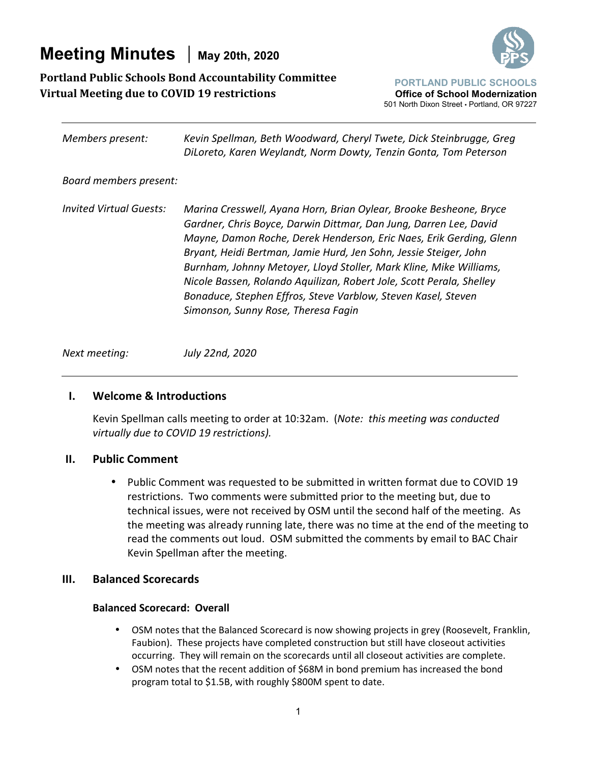# Meeting Minutes | May 20th, 2020

**Portland Public Schools Bond Accountability Committee**
**Virtual Meeting due to COVID 19 restrictions**

**PORTLAND PUBLIC SCHOOLS**
**Office of School Modernization**
501 North Dixon Street • Portland, OR 97227

---

*Members present:* *Kevin Spellman, Beth Woodward, Cheryl Twete, Dick Steinbrugge, Greg DiLoreto, Karen Weylandt, Norm Dowty, Tenzin Gonta, Tom Peterson*

*Board members present:*

*Invited Virtual Guests:* *Marina Cresswell, Ayana Horn, Brian Oylear, Brooke Besheone, Bryce Gardner, Chris Boyce, Darwin Dittmar, Dan Jung, Darren Lee, David Mayne, Damon Roche, Derek Henderson, Eric Naes, Erik Gerding, Glenn Bryant, Heidi Bertman, Jamie Hurd, Jen Sohn, Jessie Steiger, John Burnham, Johnny Metoyer, Lloyd Stoller, Mark Kline, Mike Williams, Nicole Bassen, Rolando Aquilizan, Robert Jole, Scott Perala, Shelley Bonaduce, Stephen Effros, Steve Varblow, Steven Kasel, Steven Simonson, Sunny Rose, Theresa Fagin*

*Next meeting:* *July 22nd, 2020*

---

## I. Welcome & Introductions

Kevin Spellman calls meeting to order at 10:32am. (*Note: this meeting was conducted virtually due to COVID 19 restrictions).*

## II. Public Comment

- Public Comment was requested to be submitted in written format due to COVID 19 restrictions. Two comments were submitted prior to the meeting but, due to technical issues, were not received by OSM until the second half of the meeting. As the meeting was already running late, there was no time at the end of the meeting to read the comments out loud. OSM submitted the comments by email to BAC Chair Kevin Spellman after the meeting.

## III. Balanced Scorecards

### Balanced Scorecard: Overall

- OSM notes that the Balanced Scorecard is now showing projects in grey (Roosevelt, Franklin, Faubion). These projects have completed construction but still have closeout activities occurring. They will remain on the scorecards until all closeout activities are complete.
- OSM notes that the recent addition of $68M in bond premium has increased the bond program total to $1.5B, with roughly $800M spent to date.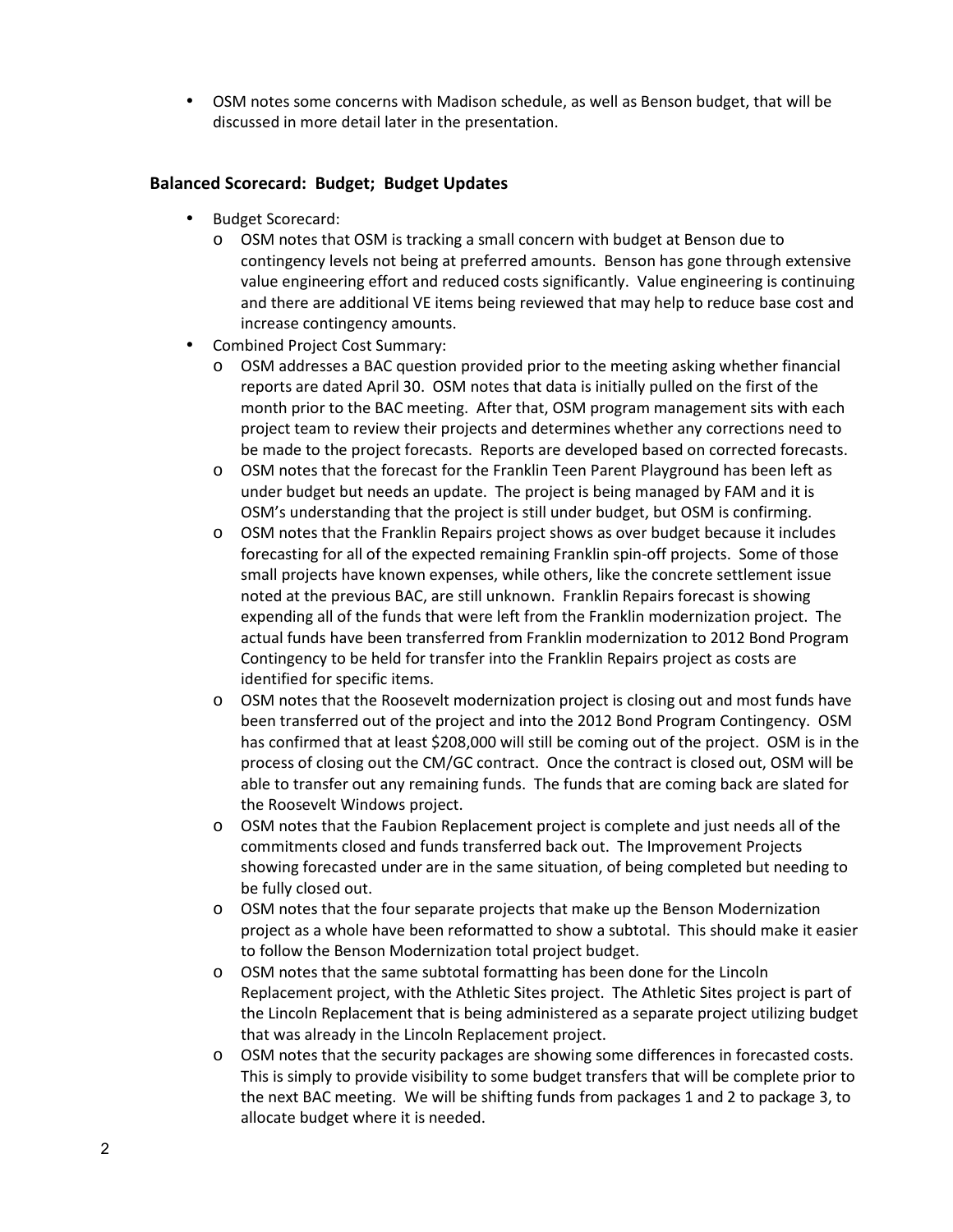- OSM notes some concerns with Madison schedule, as well as Benson budget, that will be discussed in more detail later in the presentation.

### Balanced Scorecard: Budget; Budget Updates

- Budget Scorecard:
  - OSM notes that OSM is tracking a small concern with budget at Benson due to contingency levels not being at preferred amounts. Benson has gone through extensive value engineering effort and reduced costs significantly. Value engineering is continuing and there are additional VE items being reviewed that may help to reduce base cost and increase contingency amounts.
- Combined Project Cost Summary:
  - OSM addresses a BAC question provided prior to the meeting asking whether financial reports are dated April 30. OSM notes that data is initially pulled on the first of the month prior to the BAC meeting. After that, OSM program management sits with each project team to review their projects and determines whether any corrections need to be made to the project forecasts. Reports are developed based on corrected forecasts.
  - OSM notes that the forecast for the Franklin Teen Parent Playground has been left as under budget but needs an update. The project is being managed by FAM and it is OSM's understanding that the project is still under budget, but OSM is confirming.
  - OSM notes that the Franklin Repairs project shows as over budget because it includes forecasting for all of the expected remaining Franklin spin-off projects. Some of those small projects have known expenses, while others, like the concrete settlement issue noted at the previous BAC, are still unknown. Franklin Repairs forecast is showing expending all of the funds that were left from the Franklin modernization project. The actual funds have been transferred from Franklin modernization to 2012 Bond Program Contingency to be held for transfer into the Franklin Repairs project as costs are identified for specific items.
  - OSM notes that the Roosevelt modernization project is closing out and most funds have been transferred out of the project and into the 2012 Bond Program Contingency. OSM has confirmed that at least $208,000 will still be coming out of the project. OSM is in the process of closing out the CM/GC contract. Once the contract is closed out, OSM will be able to transfer out any remaining funds. The funds that are coming back are slated for the Roosevelt Windows project.
  - OSM notes that the Faubion Replacement project is complete and just needs all of the commitments closed and funds transferred back out. The Improvement Projects showing forecasted under are in the same situation, of being completed but needing to be fully closed out.
  - OSM notes that the four separate projects that make up the Benson Modernization project as a whole have been reformatted to show a subtotal. This should make it easier to follow the Benson Modernization total project budget.
  - OSM notes that the same subtotal formatting has been done for the Lincoln Replacement project, with the Athletic Sites project. The Athletic Sites project is part of the Lincoln Replacement that is being administered as a separate project utilizing budget that was already in the Lincoln Replacement project.
  - OSM notes that the security packages are showing some differences in forecasted costs. This is simply to provide visibility to some budget transfers that will be complete prior to the next BAC meeting. We will be shifting funds from packages 1 and 2 to package 3, to allocate budget where it is needed.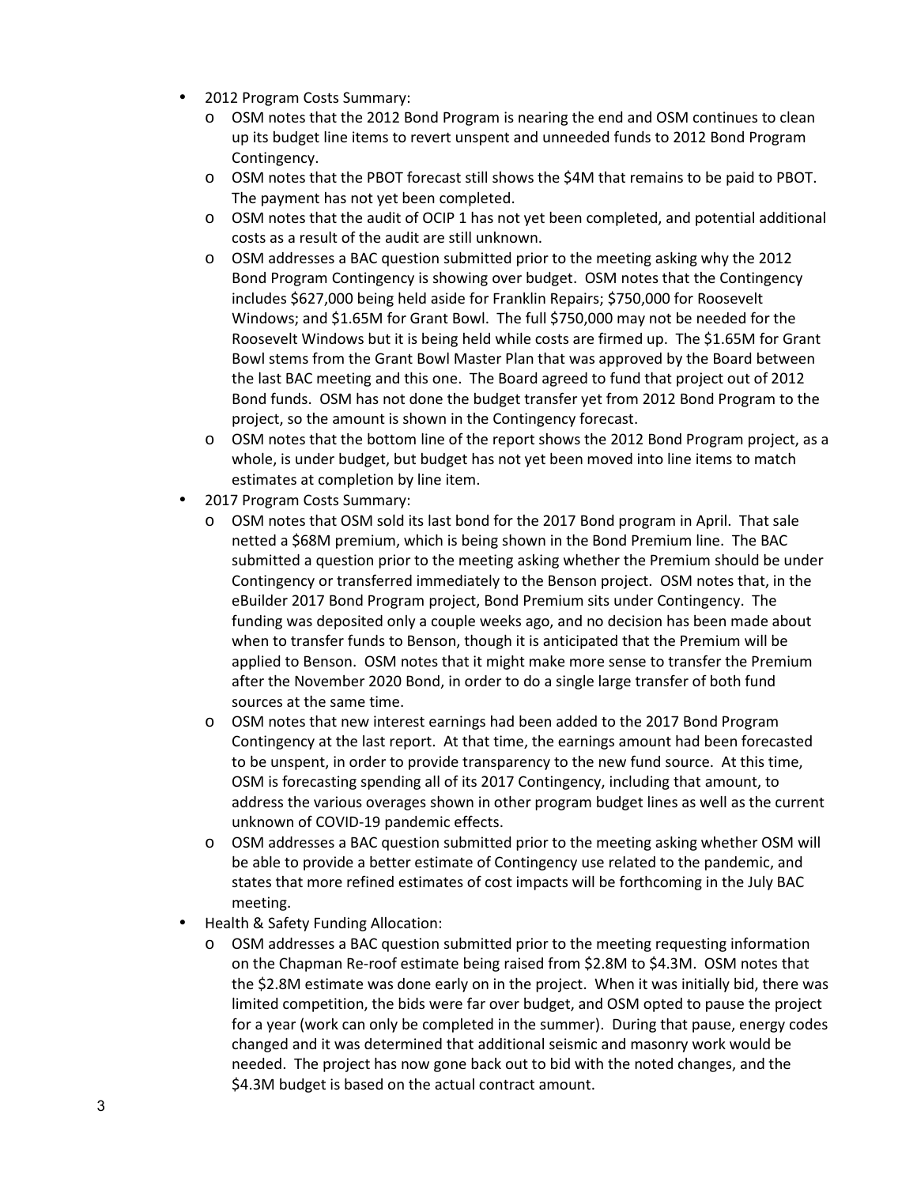- 2012 Program Costs Summary:
  - OSM notes that the 2012 Bond Program is nearing the end and OSM continues to clean up its budget line items to revert unspent and unneeded funds to 2012 Bond Program Contingency.
  - OSM notes that the PBOT forecast still shows the $4M that remains to be paid to PBOT. The payment has not yet been completed.
  - OSM notes that the audit of OCIP 1 has not yet been completed, and potential additional costs as a result of the audit are still unknown.
  - OSM addresses a BAC question submitted prior to the meeting asking why the 2012 Bond Program Contingency is showing over budget. OSM notes that the Contingency includes $627,000 being held aside for Franklin Repairs; $750,000 for Roosevelt Windows; and $1.65M for Grant Bowl. The full $750,000 may not be needed for the Roosevelt Windows but it is being held while costs are firmed up. The $1.65M for Grant Bowl stems from the Grant Bowl Master Plan that was approved by the Board between the last BAC meeting and this one. The Board agreed to fund that project out of 2012 Bond funds. OSM has not done the budget transfer yet from 2012 Bond Program to the project, so the amount is shown in the Contingency forecast.
  - OSM notes that the bottom line of the report shows the 2012 Bond Program project, as a whole, is under budget, but budget has not yet been moved into line items to match estimates at completion by line item.
- 2017 Program Costs Summary:
  - OSM notes that OSM sold its last bond for the 2017 Bond program in April. That sale netted a $68M premium, which is being shown in the Bond Premium line. The BAC submitted a question prior to the meeting asking whether the Premium should be under Contingency or transferred immediately to the Benson project. OSM notes that, in the eBuilder 2017 Bond Program project, Bond Premium sits under Contingency. The funding was deposited only a couple weeks ago, and no decision has been made about when to transfer funds to Benson, though it is anticipated that the Premium will be applied to Benson. OSM notes that it might make more sense to transfer the Premium after the November 2020 Bond, in order to do a single large transfer of both fund sources at the same time.
  - OSM notes that new interest earnings had been added to the 2017 Bond Program Contingency at the last report. At that time, the earnings amount had been forecasted to be unspent, in order to provide transparency to the new fund source. At this time, OSM is forecasting spending all of its 2017 Contingency, including that amount, to address the various overages shown in other program budget lines as well as the current unknown of COVID-19 pandemic effects.
  - OSM addresses a BAC question submitted prior to the meeting asking whether OSM will be able to provide a better estimate of Contingency use related to the pandemic, and states that more refined estimates of cost impacts will be forthcoming in the July BAC meeting.
- Health & Safety Funding Allocation:
  - OSM addresses a BAC question submitted prior to the meeting requesting information on the Chapman Re-roof estimate being raised from $2.8M to $4.3M. OSM notes that the $2.8M estimate was done early on in the project. When it was initially bid, there was limited competition, the bids were far over budget, and OSM opted to pause the project for a year (work can only be completed in the summer). During that pause, energy codes changed and it was determined that additional seismic and masonry work would be needed. The project has now gone back out to bid with the noted changes, and the $4.3M budget is based on the actual contract amount.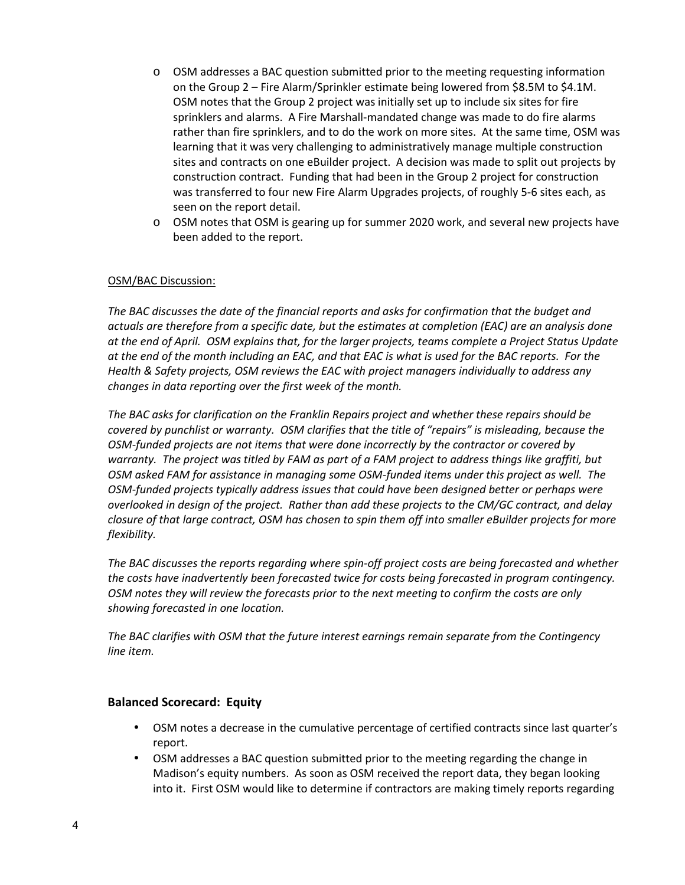- OSM addresses a BAC question submitted prior to the meeting requesting information on the Group 2 – Fire Alarm/Sprinkler estimate being lowered from $8.5M to $4.1M. OSM notes that the Group 2 project was initially set up to include six sites for fire sprinklers and alarms. A Fire Marshall-mandated change was made to do fire alarms rather than fire sprinklers, and to do the work on more sites. At the same time, OSM was learning that it was very challenging to administratively manage multiple construction sites and contracts on one eBuilder project. A decision was made to split out projects by construction contract. Funding that had been in the Group 2 project for construction was transferred to four new Fire Alarm Upgrades projects, of roughly 5-6 sites each, as seen on the report detail.
- OSM notes that OSM is gearing up for summer 2020 work, and several new projects have been added to the report.

<u>OSM/BAC Discussion:</u>

*The BAC discusses the date of the financial reports and asks for confirmation that the budget and actuals are therefore from a specific date, but the estimates at completion (EAC) are an analysis done at the end of April. OSM explains that, for the larger projects, teams complete a Project Status Update at the end of the month including an EAC, and that EAC is what is used for the BAC reports. For the Health & Safety projects, OSM reviews the EAC with project managers individually to address any changes in data reporting over the first week of the month.*

*The BAC asks for clarification on the Franklin Repairs project and whether these repairs should be covered by punchlist or warranty. OSM clarifies that the title of "repairs" is misleading, because the OSM-funded projects are not items that were done incorrectly by the contractor or covered by warranty. The project was titled by FAM as part of a FAM project to address things like graffiti, but OSM asked FAM for assistance in managing some OSM-funded items under this project as well. The OSM-funded projects typically address issues that could have been designed better or perhaps were overlooked in design of the project. Rather than add these projects to the CM/GC contract, and delay closure of that large contract, OSM has chosen to spin them off into smaller eBuilder projects for more flexibility.*

*The BAC discusses the reports regarding where spin-off project costs are being forecasted and whether the costs have inadvertently been forecasted twice for costs being forecasted in program contingency. OSM notes they will review the forecasts prior to the next meeting to confirm the costs are only showing forecasted in one location.*

*The BAC clarifies with OSM that the future interest earnings remain separate from the Contingency line item.*

### Balanced Scorecard: Equity

- OSM notes a decrease in the cumulative percentage of certified contracts since last quarter's report.
- OSM addresses a BAC question submitted prior to the meeting regarding the change in Madison's equity numbers. As soon as OSM received the report data, they began looking into it. First OSM would like to determine if contractors are making timely reports regarding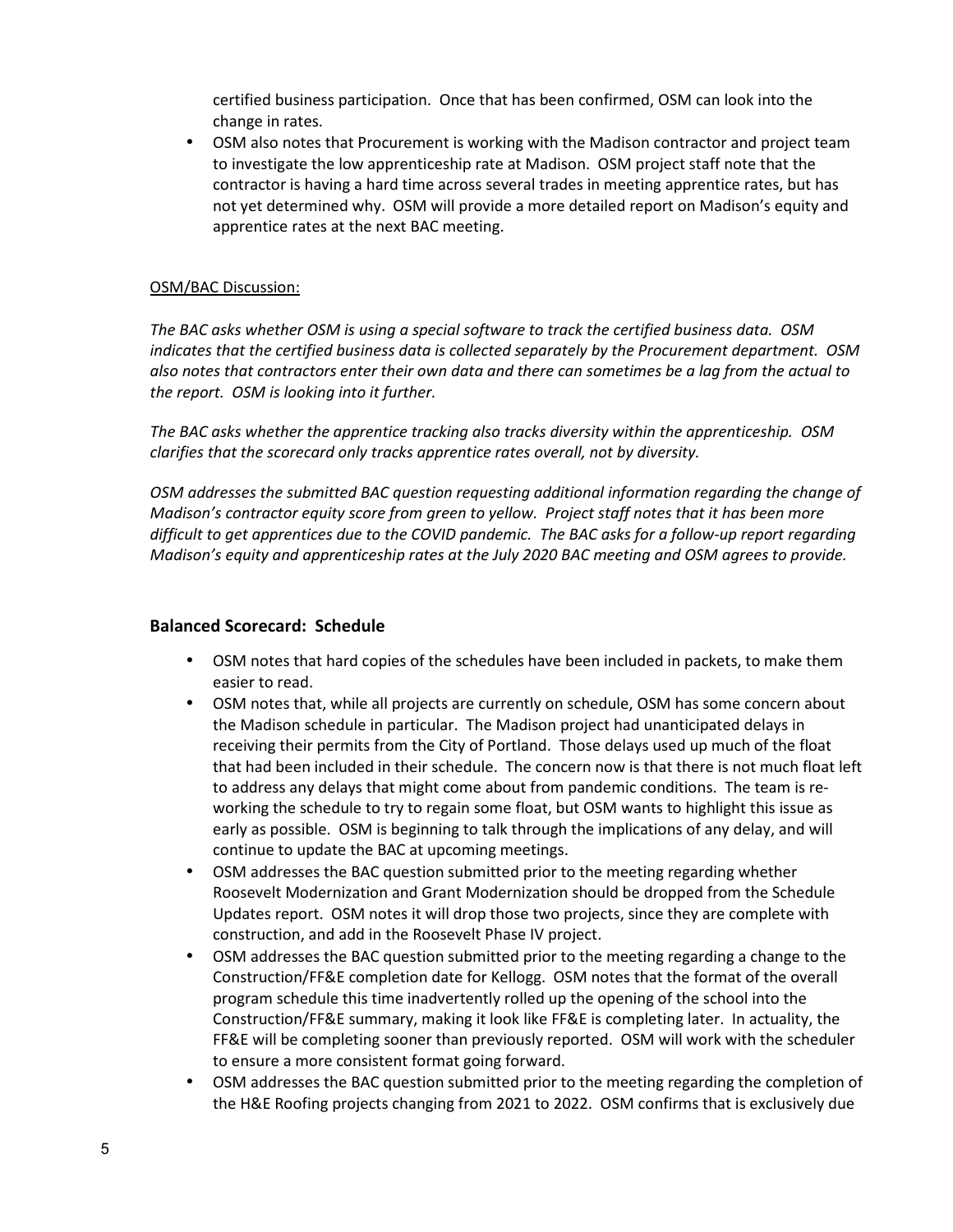certified business participation. Once that has been confirmed, OSM can look into the change in rates.

- OSM also notes that Procurement is working with the Madison contractor and project team to investigate the low apprenticeship rate at Madison. OSM project staff note that the contractor is having a hard time across several trades in meeting apprentice rates, but has not yet determined why. OSM will provide a more detailed report on Madison's equity and apprentice rates at the next BAC meeting.

<u>OSM/BAC Discussion:</u>

*The BAC asks whether OSM is using a special software to track the certified business data. OSM indicates that the certified business data is collected separately by the Procurement department. OSM also notes that contractors enter their own data and there can sometimes be a lag from the actual to the report. OSM is looking into it further.*

*The BAC asks whether the apprentice tracking also tracks diversity within the apprenticeship. OSM clarifies that the scorecard only tracks apprentice rates overall, not by diversity.*

*OSM addresses the submitted BAC question requesting additional information regarding the change of Madison's contractor equity score from green to yellow. Project staff notes that it has been more difficult to get apprentices due to the COVID pandemic. The BAC asks for a follow-up report regarding Madison's equity and apprenticeship rates at the July 2020 BAC meeting and OSM agrees to provide.*

### Balanced Scorecard: Schedule

- OSM notes that hard copies of the schedules have been included in packets, to make them easier to read.
- OSM notes that, while all projects are currently on schedule, OSM has some concern about the Madison schedule in particular. The Madison project had unanticipated delays in receiving their permits from the City of Portland. Those delays used up much of the float that had been included in their schedule. The concern now is that there is not much float left to address any delays that might come about from pandemic conditions. The team is re-working the schedule to try to regain some float, but OSM wants to highlight this issue as early as possible. OSM is beginning to talk through the implications of any delay, and will continue to update the BAC at upcoming meetings.
- OSM addresses the BAC question submitted prior to the meeting regarding whether Roosevelt Modernization and Grant Modernization should be dropped from the Schedule Updates report. OSM notes it will drop those two projects, since they are complete with construction, and add in the Roosevelt Phase IV project.
- OSM addresses the BAC question submitted prior to the meeting regarding a change to the Construction/FF&E completion date for Kellogg. OSM notes that the format of the overall program schedule this time inadvertently rolled up the opening of the school into the Construction/FF&E summary, making it look like FF&E is completing later. In actuality, the FF&E will be completing sooner than previously reported. OSM will work with the scheduler to ensure a more consistent format going forward.
- OSM addresses the BAC question submitted prior to the meeting regarding the completion of the H&E Roofing projects changing from 2021 to 2022. OSM confirms that is exclusively due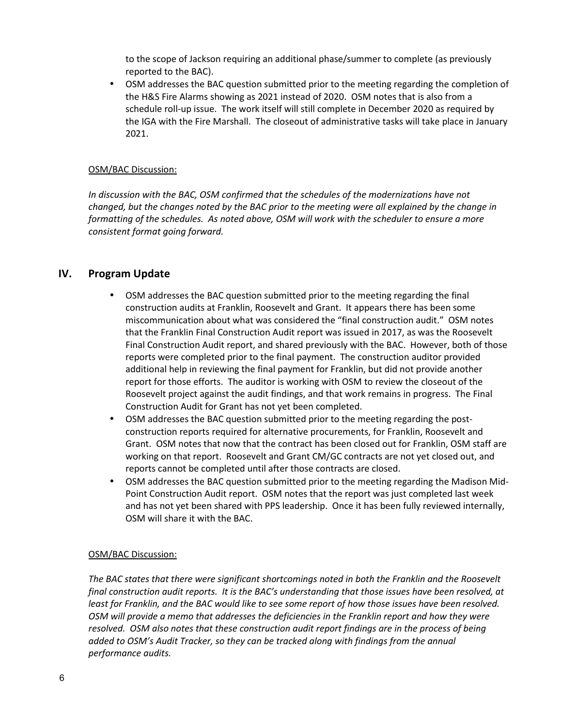to the scope of Jackson requiring an additional phase/summer to complete (as previously reported to the BAC).

- OSM addresses the BAC question submitted prior to the meeting regarding the completion of the H&S Fire Alarms showing as 2021 instead of 2020. OSM notes that is also from a schedule roll-up issue. The work itself will still complete in December 2020 as required by the IGA with the Fire Marshall. The closeout of administrative tasks will take place in January 2021.

OSM/BAC Discussion:

*In discussion with the BAC, OSM confirmed that the schedules of the modernizations have not changed, but the changes noted by the BAC prior to the meeting were all explained by the change in formatting of the schedules. As noted above, OSM will work with the scheduler to ensure a more consistent format going forward.*

## IV. Program Update

- OSM addresses the BAC question submitted prior to the meeting regarding the final construction audits at Franklin, Roosevelt and Grant. It appears there has been some miscommunication about what was considered the "final construction audit." OSM notes that the Franklin Final Construction Audit report was issued in 2017, as was the Roosevelt Final Construction Audit report, and shared previously with the BAC. However, both of those reports were completed prior to the final payment. The construction auditor provided additional help in reviewing the final payment for Franklin, but did not provide another report for those efforts. The auditor is working with OSM to review the closeout of the Roosevelt project against the audit findings, and that work remains in progress. The Final Construction Audit for Grant has not yet been completed.
- OSM addresses the BAC question submitted prior to the meeting regarding the post-construction reports required for alternative procurements, for Franklin, Roosevelt and Grant. OSM notes that now that the contract has been closed out for Franklin, OSM staff are working on that report. Roosevelt and Grant CM/GC contracts are not yet closed out, and reports cannot be completed until after those contracts are closed.
- OSM addresses the BAC question submitted prior to the meeting regarding the Madison Mid-Point Construction Audit report. OSM notes that the report was just completed last week and has not yet been shared with PPS leadership. Once it has been fully reviewed internally, OSM will share it with the BAC.

OSM/BAC Discussion:

*The BAC states that there were significant shortcomings noted in both the Franklin and the Roosevelt final construction audit reports. It is the BAC's understanding that those issues have been resolved, at least for Franklin, and the BAC would like to see some report of how those issues have been resolved. OSM will provide a memo that addresses the deficiencies in the Franklin report and how they were resolved. OSM also notes that these construction audit report findings are in the process of being added to OSM's Audit Tracker, so they can be tracked along with findings from the annual performance audits.*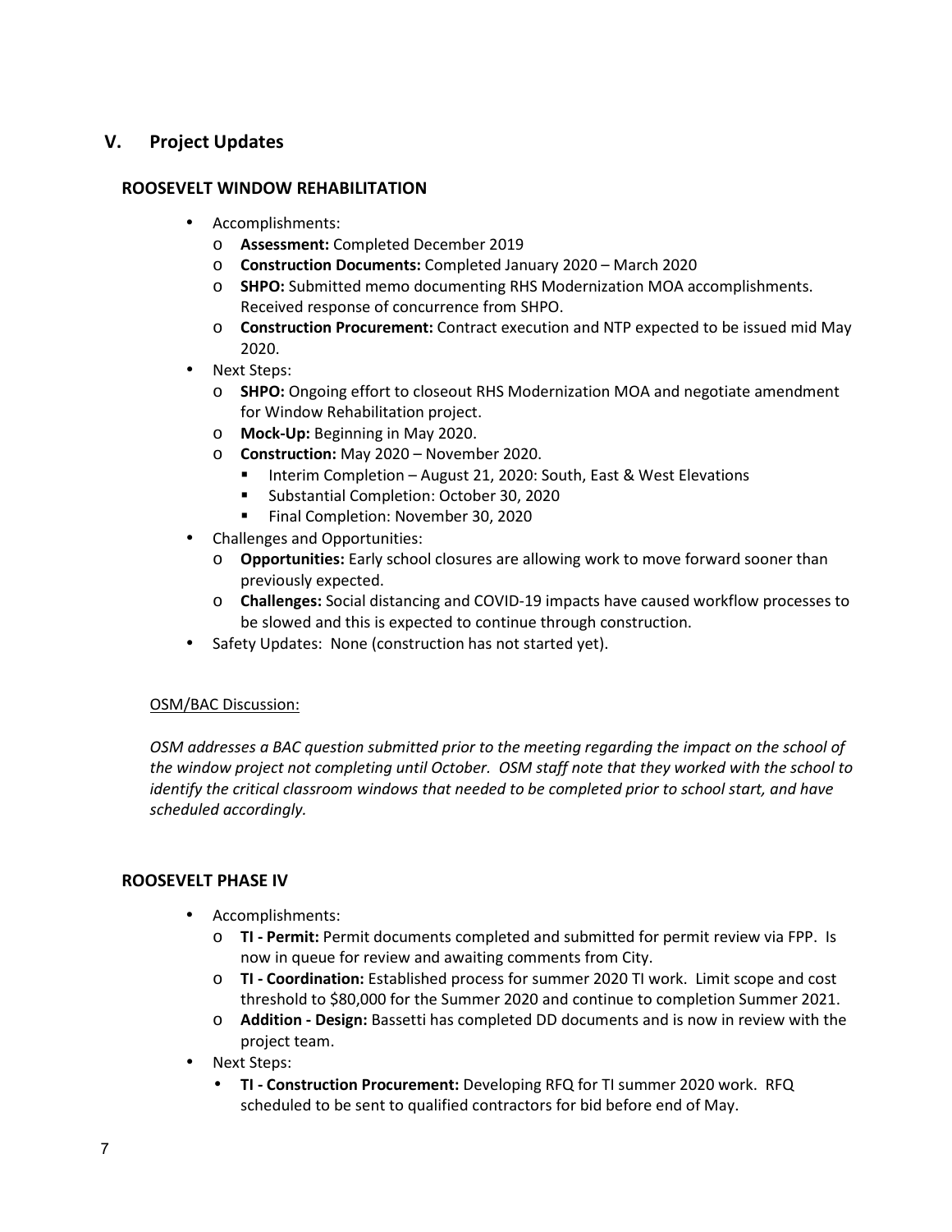## V. Project Updates

### ROOSEVELT WINDOW REHABILITATION

- Accomplishments:
  - **Assessment:** Completed December 2019
  - **Construction Documents:** Completed January 2020 – March 2020
  - **SHPO:** Submitted memo documenting RHS Modernization MOA accomplishments. Received response of concurrence from SHPO.
  - **Construction Procurement:** Contract execution and NTP expected to be issued mid May 2020.
- Next Steps:
  - **SHPO:** Ongoing effort to closeout RHS Modernization MOA and negotiate amendment for Window Rehabilitation project.
  - **Mock-Up:** Beginning in May 2020.
  - **Construction:** May 2020 – November 2020.
    - Interim Completion – August 21, 2020: South, East & West Elevations
    - Substantial Completion: October 30, 2020
    - Final Completion: November 30, 2020
- Challenges and Opportunities:
  - **Opportunities:** Early school closures are allowing work to move forward sooner than previously expected.
  - **Challenges:** Social distancing and COVID-19 impacts have caused workflow processes to be slowed and this is expected to continue through construction.
- Safety Updates: None (construction has not started yet).

OSM/BAC Discussion:

*OSM addresses a BAC question submitted prior to the meeting regarding the impact on the school of the window project not completing until October. OSM staff note that they worked with the school to identify the critical classroom windows that needed to be completed prior to school start, and have scheduled accordingly.*

### ROOSEVELT PHASE IV

- Accomplishments:
  - **TI - Permit:** Permit documents completed and submitted for permit review via FPP. Is now in queue for review and awaiting comments from City.
  - **TI - Coordination:** Established process for summer 2020 TI work. Limit scope and cost threshold to $80,000 for the Summer 2020 and continue to completion Summer 2021.
  - **Addition - Design:** Bassetti has completed DD documents and is now in review with the project team.
- Next Steps:
  - **TI - Construction Procurement:** Developing RFQ for TI summer 2020 work. RFQ scheduled to be sent to qualified contractors for bid before end of May.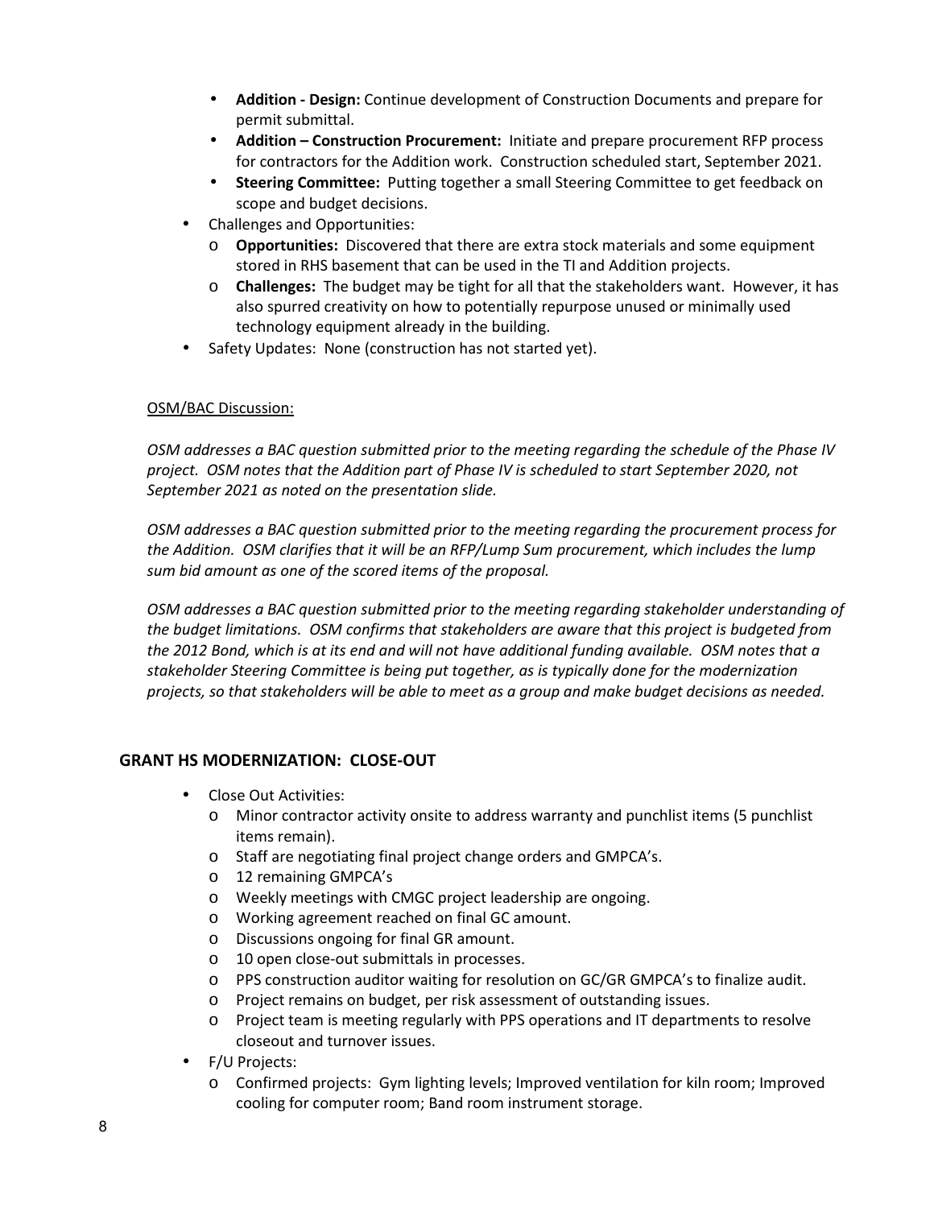- **Addition - Design:** Continue development of Construction Documents and prepare for permit submittal.
- **Addition – Construction Procurement:** Initiate and prepare procurement RFP process for contractors for the Addition work. Construction scheduled start, September 2021.
- **Steering Committee:** Putting together a small Steering Committee to get feedback on scope and budget decisions.

- Challenges and Opportunities:
  - **Opportunities:** Discovered that there are extra stock materials and some equipment stored in RHS basement that can be used in the TI and Addition projects.
  - **Challenges:** The budget may be tight for all that the stakeholders want. However, it has also spurred creativity on how to potentially repurpose unused or minimally used technology equipment already in the building.
- Safety Updates: None (construction has not started yet).

OSM/BAC Discussion:

*OSM addresses a BAC question submitted prior to the meeting regarding the schedule of the Phase IV project. OSM notes that the Addition part of Phase IV is scheduled to start September 2020, not September 2021 as noted on the presentation slide.*

*OSM addresses a BAC question submitted prior to the meeting regarding the procurement process for the Addition. OSM clarifies that it will be an RFP/Lump Sum procurement, which includes the lump sum bid amount as one of the scored items of the proposal.*

*OSM addresses a BAC question submitted prior to the meeting regarding stakeholder understanding of the budget limitations. OSM confirms that stakeholders are aware that this project is budgeted from the 2012 Bond, which is at its end and will not have additional funding available. OSM notes that a stakeholder Steering Committee is being put together, as is typically done for the modernization projects, so that stakeholders will be able to meet as a group and make budget decisions as needed.*

## GRANT HS MODERNIZATION: CLOSE-OUT

- Close Out Activities:
  - Minor contractor activity onsite to address warranty and punchlist items (5 punchlist items remain).
  - Staff are negotiating final project change orders and GMPCA's.
  - 12 remaining GMPCA's
  - Weekly meetings with CMGC project leadership are ongoing.
  - Working agreement reached on final GC amount.
  - Discussions ongoing for final GR amount.
  - 10 open close-out submittals in processes.
  - PPS construction auditor waiting for resolution on GC/GR GMPCA's to finalize audit.
  - Project remains on budget, per risk assessment of outstanding issues.
  - Project team is meeting regularly with PPS operations and IT departments to resolve closeout and turnover issues.
- F/U Projects:
  - Confirmed projects: Gym lighting levels; Improved ventilation for kiln room; Improved cooling for computer room; Band room instrument storage.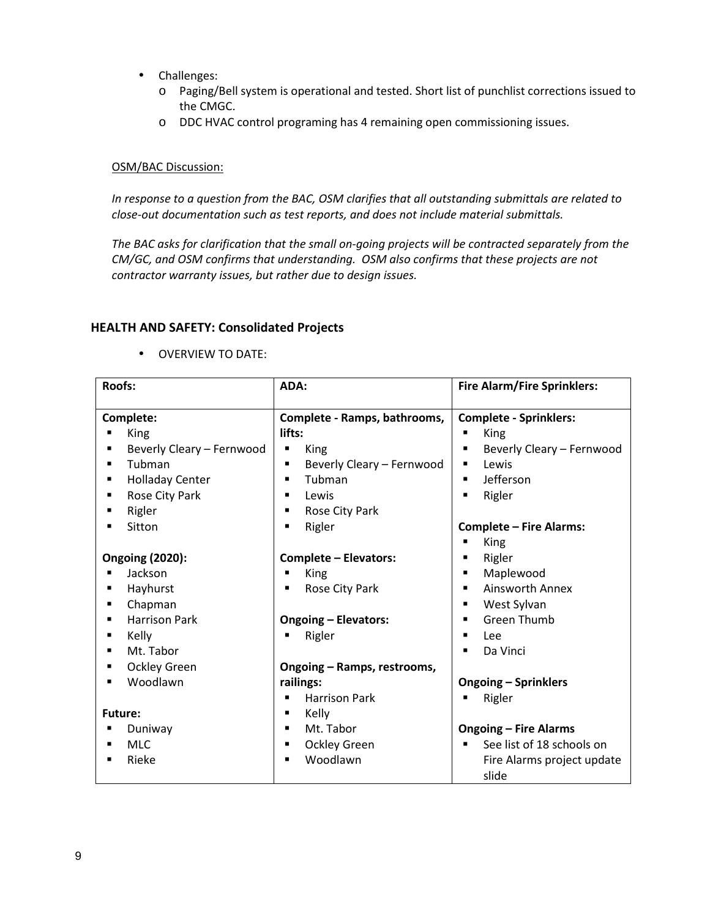- Challenges:
  - Paging/Bell system is operational and tested. Short list of punchlist corrections issued to the CMGC.
  - DDC HVAC control programing has 4 remaining open commissioning issues.

<u>OSM/BAC Discussion:</u>

*In response to a question from the BAC, OSM clarifies that all outstanding submittals are related to close-out documentation such as test reports, and does not include material submittals.*

*The BAC asks for clarification that the small on-going projects will be contracted separately from the CM/GC, and OSM confirms that understanding. OSM also confirms that these projects are not contractor warranty issues, but rather due to design issues.*

## HEALTH AND SAFETY: Consolidated Projects

- OVERVIEW TO DATE:

| Roofs: | ADA: | Fire Alarm/Fire Sprinklers: |
|---|---|---|
| **Complete:**<br>▪ King<br>▪ Beverly Cleary – Fernwood<br>▪ Tubman<br>▪ Holladay Center<br>▪ Rose City Park<br>▪ Rigler<br>▪ Sitton<br><br>**Ongoing (2020):**<br>▪ Jackson<br>▪ Hayhurst<br>▪ Chapman<br>▪ Harrison Park<br>▪ Kelly<br>▪ Mt. Tabor<br>▪ Ockley Green<br>▪ Woodlawn<br><br>**Future:**<br>▪ Duniway<br>▪ MLC<br>▪ Rieke | **Complete - Ramps, bathrooms, lifts:**<br>▪ King<br>▪ Beverly Cleary – Fernwood<br>▪ Tubman<br>▪ Lewis<br>▪ Rose City Park<br>▪ Rigler<br><br>**Complete – Elevators:**<br>▪ King<br>▪ Rose City Park<br><br>**Ongoing – Elevators:**<br>▪ Rigler<br><br>**Ongoing – Ramps, restrooms, railings:**<br>▪ Harrison Park<br>▪ Kelly<br>▪ Mt. Tabor<br>▪ Ockley Green<br>▪ Woodlawn | **Complete - Sprinklers:**<br>▪ King<br>▪ Beverly Cleary – Fernwood<br>▪ Lewis<br>▪ Jefferson<br>▪ Rigler<br><br>**Complete – Fire Alarms:**<br>▪ King<br>▪ Rigler<br>▪ Maplewood<br>▪ Ainsworth Annex<br>▪ West Sylvan<br>▪ Green Thumb<br>▪ Lee<br>▪ Da Vinci<br><br>**Ongoing – Sprinklers**<br>▪ Rigler<br><br>**Ongoing – Fire Alarms**<br>▪ See list of 18 schools on Fire Alarms project update slide |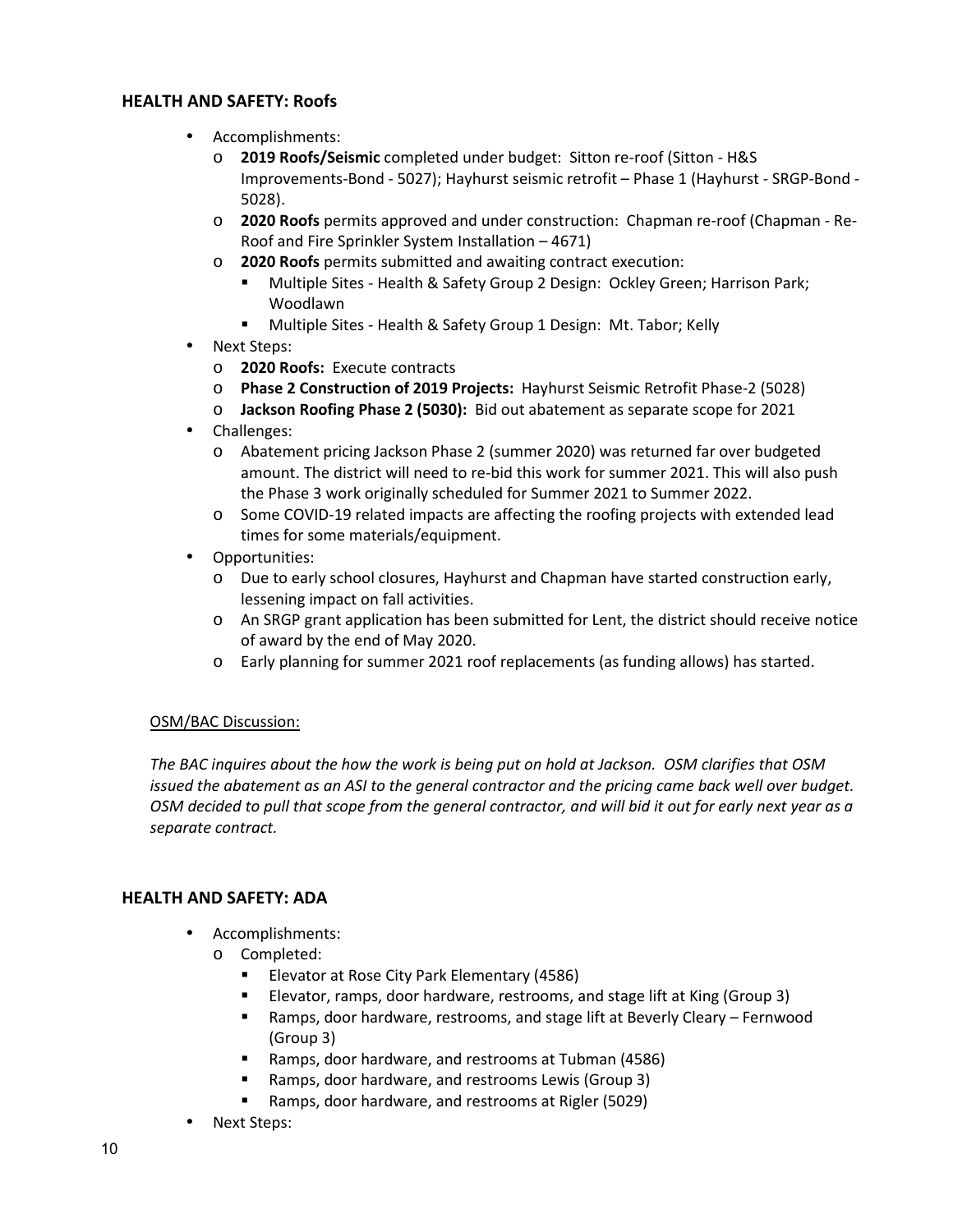### HEALTH AND SAFETY: Roofs

- Accomplishments:
  - **2019 Roofs/Seismic** completed under budget: Sitton re-roof (Sitton - H&S Improvements-Bond - 5027); Hayhurst seismic retrofit – Phase 1 (Hayhurst - SRGP-Bond - 5028).
  - **2020 Roofs** permits approved and under construction: Chapman re-roof (Chapman - Re-Roof and Fire Sprinkler System Installation – 4671)
  - **2020 Roofs** permits submitted and awaiting contract execution:
    - Multiple Sites - Health & Safety Group 2 Design: Ockley Green; Harrison Park; Woodlawn
    - Multiple Sites - Health & Safety Group 1 Design: Mt. Tabor; Kelly
- Next Steps:
  - **2020 Roofs:** Execute contracts
  - **Phase 2 Construction of 2019 Projects:** Hayhurst Seismic Retrofit Phase-2 (5028)
  - **Jackson Roofing Phase 2 (5030):** Bid out abatement as separate scope for 2021
- Challenges:
  - Abatement pricing Jackson Phase 2 (summer 2020) was returned far over budgeted amount. The district will need to re-bid this work for summer 2021. This will also push the Phase 3 work originally scheduled for Summer 2021 to Summer 2022.
  - Some COVID-19 related impacts are affecting the roofing projects with extended lead times for some materials/equipment.
- Opportunities:
  - Due to early school closures, Hayhurst and Chapman have started construction early, lessening impact on fall activities.
  - An SRGP grant application has been submitted for Lent, the district should receive notice of award by the end of May 2020.
  - Early planning for summer 2021 roof replacements (as funding allows) has started.

<u>OSM/BAC Discussion:</u>

*The BAC inquires about the how the work is being put on hold at Jackson. OSM clarifies that OSM issued the abatement as an ASI to the general contractor and the pricing came back well over budget. OSM decided to pull that scope from the general contractor, and will bid it out for early next year as a separate contract.*

### HEALTH AND SAFETY: ADA

- Accomplishments:
  - Completed:
    - Elevator at Rose City Park Elementary (4586)
    - Elevator, ramps, door hardware, restrooms, and stage lift at King (Group 3)
    - Ramps, door hardware, restrooms, and stage lift at Beverly Cleary – Fernwood (Group 3)
    - Ramps, door hardware, and restrooms at Tubman (4586)
    - Ramps, door hardware, and restrooms Lewis (Group 3)
    - Ramps, door hardware, and restrooms at Rigler (5029)
- Next Steps: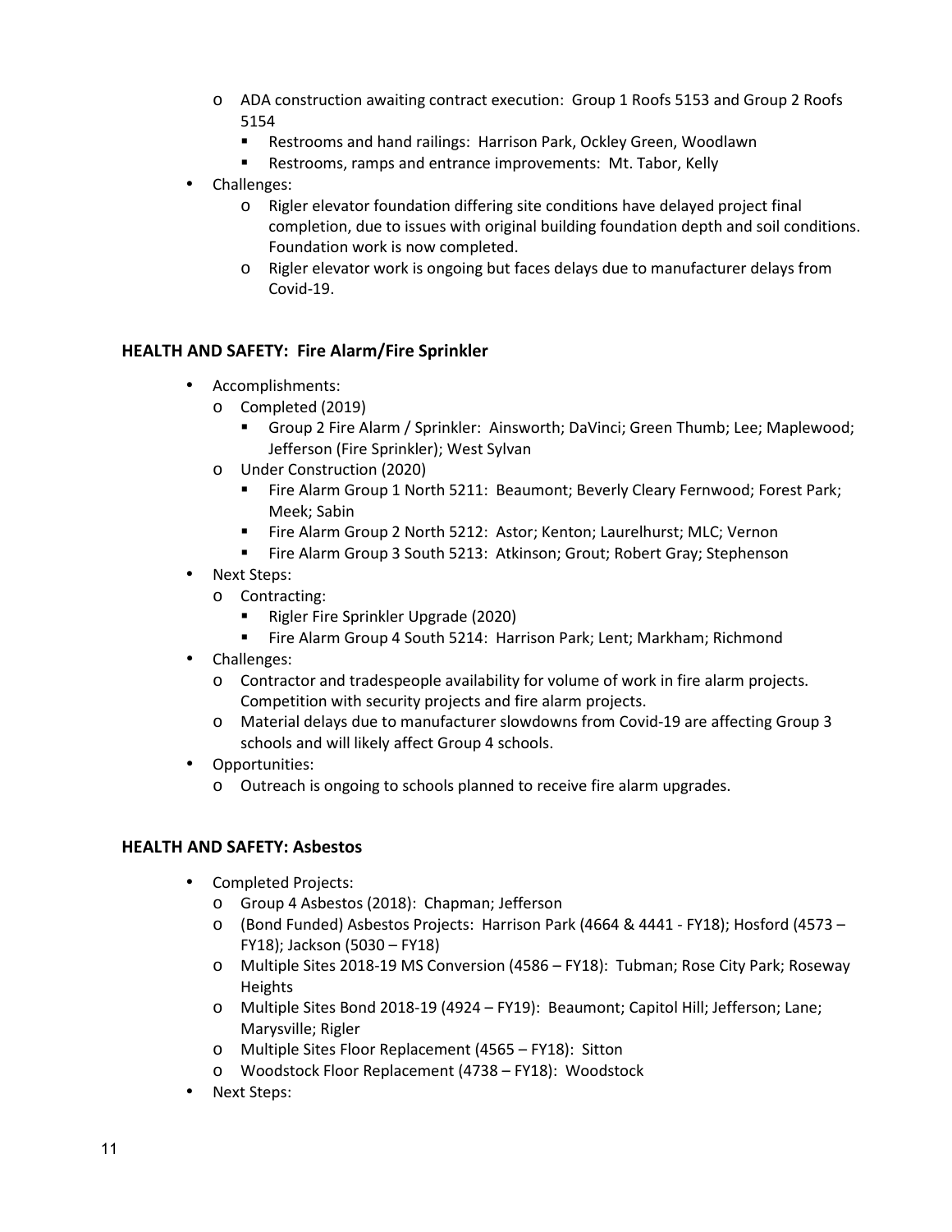- ADA construction awaiting contract execution: Group 1 Roofs 5153 and Group 2 Roofs 5154
     - Restrooms and hand railings: Harrison Park, Ockley Green, Woodlawn
     - Restrooms, ramps and entrance improvements: Mt. Tabor, Kelly
- Challenges:
  - Rigler elevator foundation differing site conditions have delayed project final completion, due to issues with original building foundation depth and soil conditions. Foundation work is now completed.
  - Rigler elevator work is ongoing but faces delays due to manufacturer delays from Covid-19.

**HEALTH AND SAFETY: Fire Alarm/Fire Sprinkler**

- Accomplishments:
  - Completed (2019)
    - Group 2 Fire Alarm / Sprinkler: Ainsworth; DaVinci; Green Thumb; Lee; Maplewood; Jefferson (Fire Sprinkler); West Sylvan
  - Under Construction (2020)
    - Fire Alarm Group 1 North 5211: Beaumont; Beverly Cleary Fernwood; Forest Park; Meek; Sabin
    - Fire Alarm Group 2 North 5212: Astor; Kenton; Laurelhurst; MLC; Vernon
    - Fire Alarm Group 3 South 5213: Atkinson; Grout; Robert Gray; Stephenson
- Next Steps:
  - Contracting:
    - Rigler Fire Sprinkler Upgrade (2020)
    - Fire Alarm Group 4 South 5214: Harrison Park; Lent; Markham; Richmond
- Challenges:
  - Contractor and tradespeople availability for volume of work in fire alarm projects. Competition with security projects and fire alarm projects.
  - Material delays due to manufacturer slowdowns from Covid-19 are affecting Group 3 schools and will likely affect Group 4 schools.
- Opportunities:
  - Outreach is ongoing to schools planned to receive fire alarm upgrades.

**HEALTH AND SAFETY: Asbestos**

- Completed Projects:
  - Group 4 Asbestos (2018): Chapman; Jefferson
  - (Bond Funded) Asbestos Projects: Harrison Park (4664 & 4441 - FY18); Hosford (4573 – FY18); Jackson (5030 – FY18)
  - Multiple Sites 2018-19 MS Conversion (4586 – FY18): Tubman; Rose City Park; Roseway Heights
  - Multiple Sites Bond 2018-19 (4924 – FY19): Beaumont; Capitol Hill; Jefferson; Lane; Marysville; Rigler
  - Multiple Sites Floor Replacement (4565 – FY18): Sitton
  - Woodstock Floor Replacement (4738 – FY18): Woodstock
- Next Steps: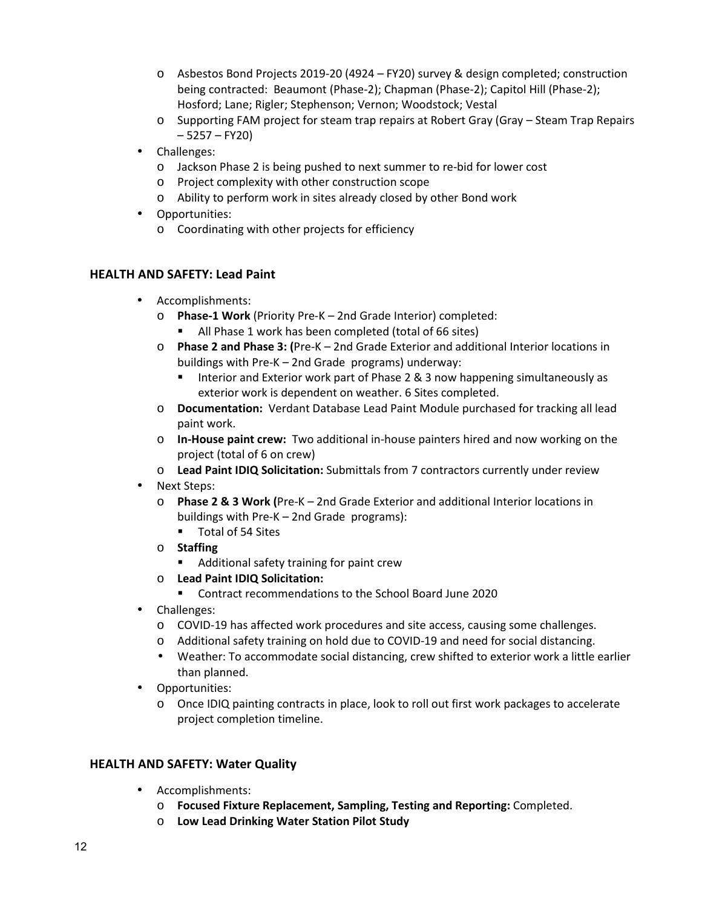- Asbestos Bond Projects 2019-20 (4924 – FY20) survey & design completed; construction being contracted: Beaumont (Phase-2); Chapman (Phase-2); Capitol Hill (Phase-2); Hosford; Lane; Rigler; Stephenson; Vernon; Woodstock; Vestal
  - Supporting FAM project for steam trap repairs at Robert Gray (Gray – Steam Trap Repairs – 5257 – FY20)
- Challenges:
  - Jackson Phase 2 is being pushed to next summer to re-bid for lower cost
  - Project complexity with other construction scope
  - Ability to perform work in sites already closed by other Bond work
- Opportunities:
  - Coordinating with other projects for efficiency

### HEALTH AND SAFETY: Lead Paint

- Accomplishments:
  - **Phase-1 Work** (Priority Pre-K – 2nd Grade Interior) completed:
    - All Phase 1 work has been completed (total of 66 sites)
  - **Phase 2 and Phase 3: (**Pre-K – 2nd Grade Exterior and additional Interior locations in buildings with Pre-K – 2nd Grade programs) underway:
    - Interior and Exterior work part of Phase 2 & 3 now happening simultaneously as exterior work is dependent on weather. 6 Sites completed.
  - **Documentation:** Verdant Database Lead Paint Module purchased for tracking all lead paint work.
  - **In-House paint crew:** Two additional in-house painters hired and now working on the project (total of 6 on crew)
  - **Lead Paint IDIQ Solicitation:** Submittals from 7 contractors currently under review
- Next Steps:
  - **Phase 2 & 3 Work (**Pre-K – 2nd Grade Exterior and additional Interior locations in buildings with Pre-K – 2nd Grade programs):
    - Total of 54 Sites
  - **Staffing**
    - Additional safety training for paint crew
  - **Lead Paint IDIQ Solicitation:**
    - Contract recommendations to the School Board June 2020
- Challenges:
  - COVID-19 has affected work procedures and site access, causing some challenges.
  - Additional safety training on hold due to COVID-19 and need for social distancing.
  - Weather: To accommodate social distancing, crew shifted to exterior work a little earlier than planned.
- Opportunities:
  - Once IDIQ painting contracts in place, look to roll out first work packages to accelerate project completion timeline.

### HEALTH AND SAFETY: Water Quality

- Accomplishments:
  - **Focused Fixture Replacement, Sampling, Testing and Reporting:** Completed.
  - **Low Lead Drinking Water Station Pilot Study**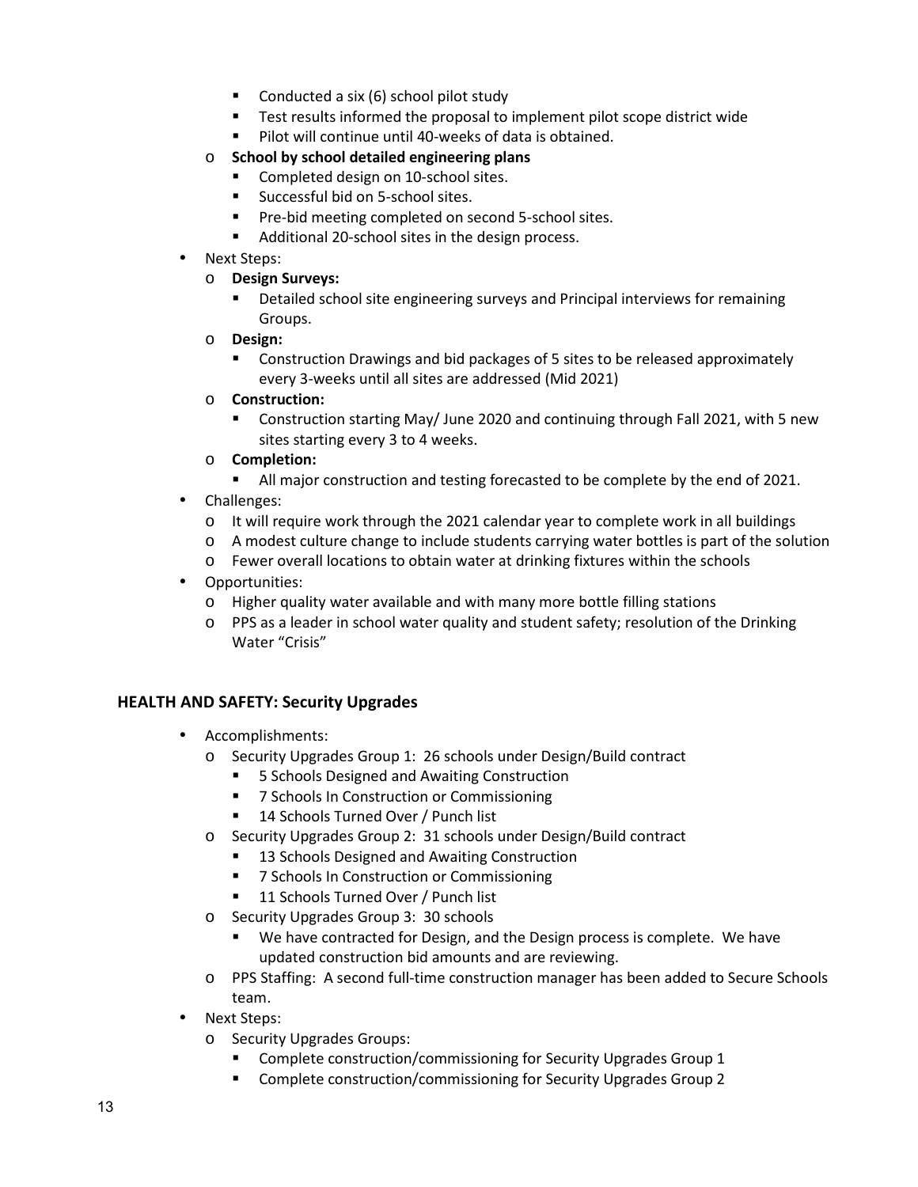- Conducted a six (6) school pilot study
  - Test results informed the proposal to implement pilot scope district wide
  - Pilot will continue until 40-weeks of data is obtained.
- **School by school detailed engineering plans**
  - Completed design on 10-school sites.
  - Successful bid on 5-school sites.
  - Pre-bid meeting completed on second 5-school sites.
  - Additional 20-school sites in the design process.

- Next Steps:
  - **Design Surveys:**
    - Detailed school site engineering surveys and Principal interviews for remaining Groups.
  - **Design:**
    - Construction Drawings and bid packages of 5 sites to be released approximately every 3-weeks until all sites are addressed (Mid 2021)
  - **Construction:**
    - Construction starting May/ June 2020 and continuing through Fall 2021, with 5 new sites starting every 3 to 4 weeks.
  - **Completion:**
    - All major construction and testing forecasted to be complete by the end of 2021.
- Challenges:
  - It will require work through the 2021 calendar year to complete work in all buildings
  - A modest culture change to include students carrying water bottles is part of the solution
  - Fewer overall locations to obtain water at drinking fixtures within the schools
- Opportunities:
  - Higher quality water available and with many more bottle filling stations
  - PPS as a leader in school water quality and student safety; resolution of the Drinking Water "Crisis"

### HEALTH AND SAFETY: Security Upgrades

- Accomplishments:
  - Security Upgrades Group 1: 26 schools under Design/Build contract
    - 5 Schools Designed and Awaiting Construction
    - 7 Schools In Construction or Commissioning
    - 14 Schools Turned Over / Punch list
  - Security Upgrades Group 2: 31 schools under Design/Build contract
    - 13 Schools Designed and Awaiting Construction
    - 7 Schools In Construction or Commissioning
    - 11 Schools Turned Over / Punch list
  - Security Upgrades Group 3: 30 schools
    - We have contracted for Design, and the Design process is complete. We have updated construction bid amounts and are reviewing.
  - PPS Staffing: A second full-time construction manager has been added to Secure Schools team.
- Next Steps:
  - Security Upgrades Groups:
    - Complete construction/commissioning for Security Upgrades Group 1
    - Complete construction/commissioning for Security Upgrades Group 2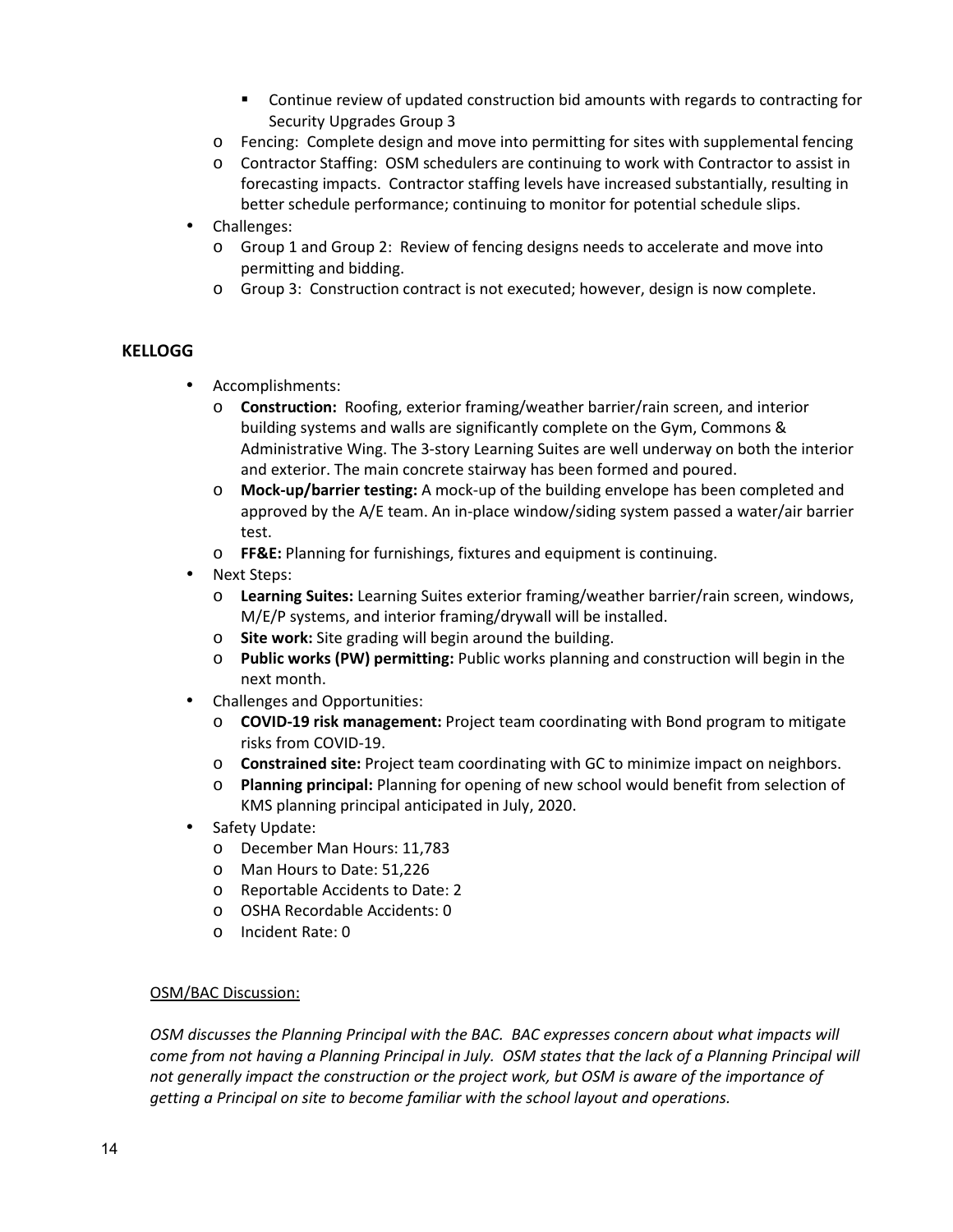- Continue review of updated construction bid amounts with regards to contracting for Security Upgrades Group 3
  - Fencing: Complete design and move into permitting for sites with supplemental fencing
  - Contractor Staffing: OSM schedulers are continuing to work with Contractor to assist in forecasting impacts. Contractor staffing levels have increased substantially, resulting in better schedule performance; continuing to monitor for potential schedule slips.
- Challenges:
  - Group 1 and Group 2: Review of fencing designs needs to accelerate and move into permitting and bidding.
  - Group 3: Construction contract is not executed; however, design is now complete.

## KELLOGG

- Accomplishments:
  - **Construction:** Roofing, exterior framing/weather barrier/rain screen, and interior building systems and walls are significantly complete on the Gym, Commons & Administrative Wing. The 3-story Learning Suites are well underway on both the interior and exterior. The main concrete stairway has been formed and poured.
  - **Mock-up/barrier testing:** A mock-up of the building envelope has been completed and approved by the A/E team. An in-place window/siding system passed a water/air barrier test.
  - **FF&E:** Planning for furnishings, fixtures and equipment is continuing.
- Next Steps:
  - **Learning Suites:** Learning Suites exterior framing/weather barrier/rain screen, windows, M/E/P systems, and interior framing/drywall will be installed.
  - **Site work:** Site grading will begin around the building.
  - **Public works (PW) permitting:** Public works planning and construction will begin in the next month.
- Challenges and Opportunities:
  - **COVID-19 risk management:** Project team coordinating with Bond program to mitigate risks from COVID-19.
  - **Constrained site:** Project team coordinating with GC to minimize impact on neighbors.
  - **Planning principal:** Planning for opening of new school would benefit from selection of KMS planning principal anticipated in July, 2020.
- Safety Update:
  - December Man Hours: 11,783
  - Man Hours to Date: 51,226
  - Reportable Accidents to Date: 2
  - OSHA Recordable Accidents: 0
  - Incident Rate: 0

<u>OSM/BAC Discussion:</u>

*OSM discusses the Planning Principal with the BAC. BAC expresses concern about what impacts will come from not having a Planning Principal in July. OSM states that the lack of a Planning Principal will not generally impact the construction or the project work, but OSM is aware of the importance of getting a Principal on site to become familiar with the school layout and operations.*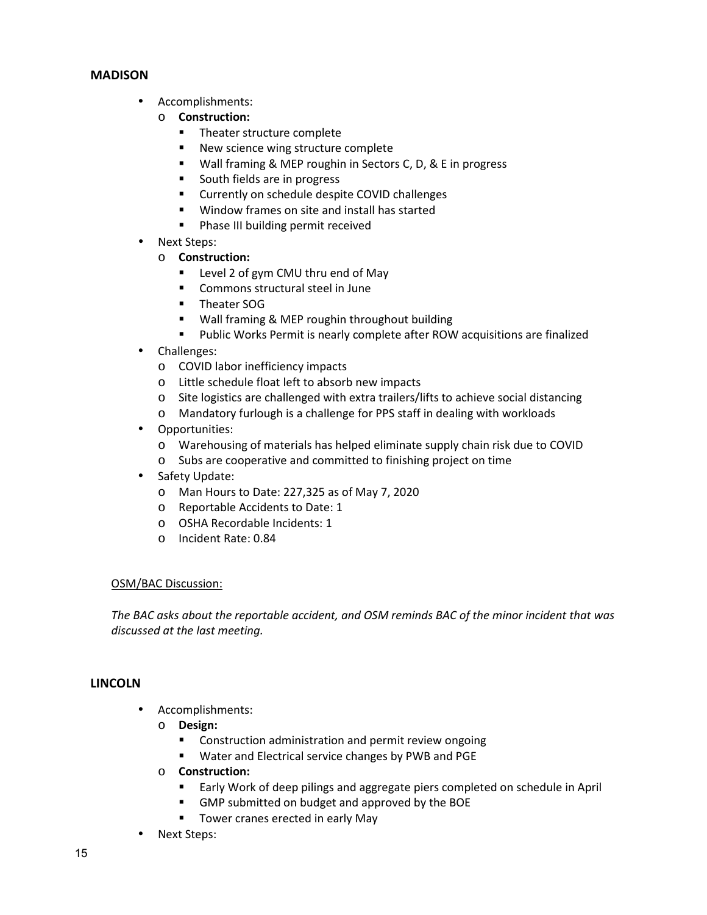### MADISON

- Accomplishments:
  - **Construction:**
    - Theater structure complete
    - New science wing structure complete
    - Wall framing & MEP roughin in Sectors C, D, & E in progress
    - South fields are in progress
    - Currently on schedule despite COVID challenges
    - Window frames on site and install has started
    - Phase III building permit received
- Next Steps:
  - **Construction:**
    - Level 2 of gym CMU thru end of May
    - Commons structural steel in June
    - Theater SOG
    - Wall framing & MEP roughin throughout building
    - Public Works Permit is nearly complete after ROW acquisitions are finalized
- Challenges:
  - COVID labor inefficiency impacts
  - Little schedule float left to absorb new impacts
  - Site logistics are challenged with extra trailers/lifts to achieve social distancing
  - Mandatory furlough is a challenge for PPS staff in dealing with workloads
- Opportunities:
  - Warehousing of materials has helped eliminate supply chain risk due to COVID
  - Subs are cooperative and committed to finishing project on time
- Safety Update:
  - Man Hours to Date: 227,325 as of May 7, 2020
  - Reportable Accidents to Date: 1
  - OSHA Recordable Incidents: 1
  - Incident Rate: 0.84

OSM/BAC Discussion:

*The BAC asks about the reportable accident, and OSM reminds BAC of the minor incident that was discussed at the last meeting.*

### LINCOLN

- Accomplishments:
  - **Design:**
    - Construction administration and permit review ongoing
    - Water and Electrical service changes by PWB and PGE
  - **Construction:**
    - Early Work of deep pilings and aggregate piers completed on schedule in April
    - GMP submitted on budget and approved by the BOE
    - Tower cranes erected in early May
- Next Steps: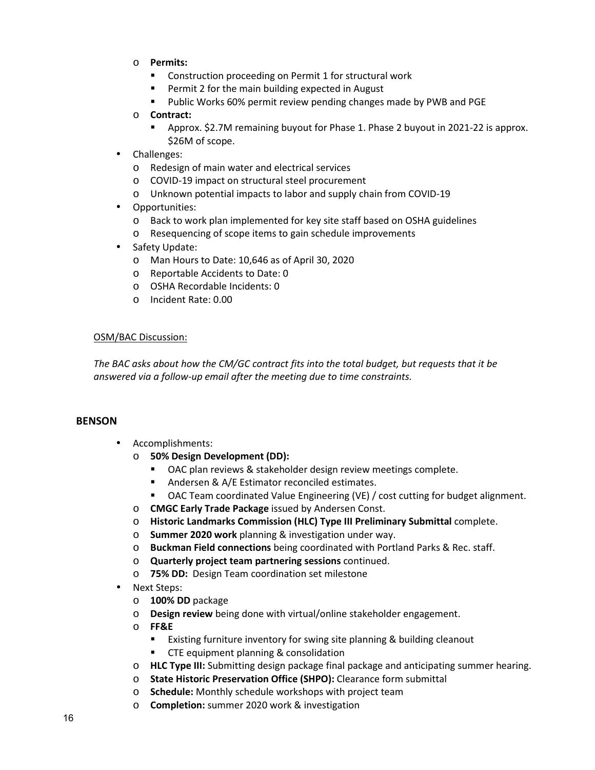- **Permits:**
  - Construction proceeding on Permit 1 for structural work
  - Permit 2 for the main building expected in August
  - Public Works 60% permit review pending changes made by PWB and PGE
- **Contract:**
  - Approx. $2.7M remaining buyout for Phase 1. Phase 2 buyout in 2021-22 is approx. $26M of scope.

- Challenges:
  - Redesign of main water and electrical services
  - COVID-19 impact on structural steel procurement
  - Unknown potential impacts to labor and supply chain from COVID-19
- Opportunities:
  - Back to work plan implemented for key site staff based on OSHA guidelines
  - Resequencing of scope items to gain schedule improvements
- Safety Update:
  - Man Hours to Date: 10,646 as of April 30, 2020
  - Reportable Accidents to Date: 0
  - OSHA Recordable Incidents: 0
  - Incident Rate: 0.00

<u>OSM/BAC Discussion:</u>

*The BAC asks about how the CM/GC contract fits into the total budget, but requests that it be answered via a follow-up email after the meeting due to time constraints.*

## BENSON

- Accomplishments:
  - **50% Design Development (DD):**
    - OAC plan reviews & stakeholder design review meetings complete.
    - Andersen & A/E Estimator reconciled estimates.
    - OAC Team coordinated Value Engineering (VE) / cost cutting for budget alignment.
  - **CMGC Early Trade Package** issued by Andersen Const.
  - **Historic Landmarks Commission (HLC) Type III Preliminary Submittal** complete.
  - **Summer 2020 work** planning & investigation under way.
  - **Buckman Field connections** being coordinated with Portland Parks & Rec. staff.
  - **Quarterly project team partnering sessions** continued.
  - **75% DD:** Design Team coordination set milestone
- Next Steps:
  - **100% DD** package
  - **Design review** being done with virtual/online stakeholder engagement.
  - **FF&E**
    - Existing furniture inventory for swing site planning & building cleanout
    - CTE equipment planning & consolidation
  - **HLC Type III:** Submitting design package final package and anticipating summer hearing.
  - **State Historic Preservation Office (SHPO):** Clearance form submittal
  - **Schedule:** Monthly schedule workshops with project team
  - **Completion:** summer 2020 work & investigation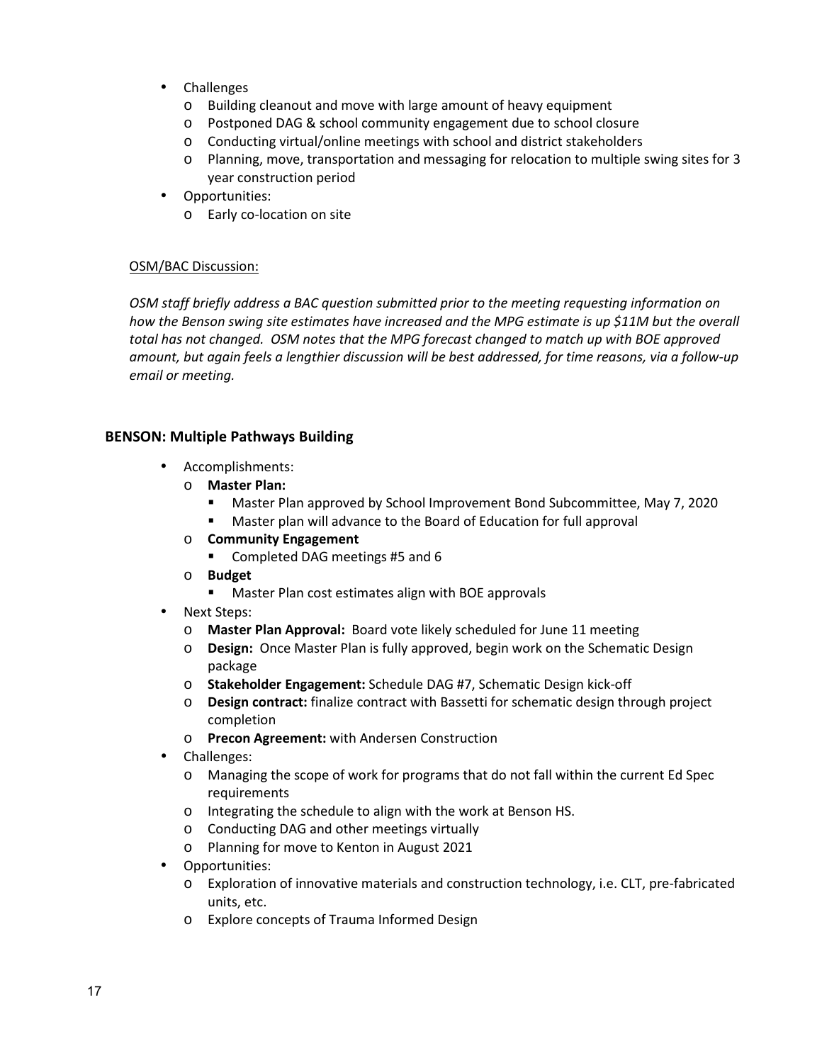- Challenges
  - Building cleanout and move with large amount of heavy equipment
  - Postponed DAG & school community engagement due to school closure
  - Conducting virtual/online meetings with school and district stakeholders
  - Planning, move, transportation and messaging for relocation to multiple swing sites for 3 year construction period
- Opportunities:
  - Early co-location on site

<u>OSM/BAC Discussion:</u>

*OSM staff briefly address a BAC question submitted prior to the meeting requesting information on how the Benson swing site estimates have increased and the MPG estimate is up $11M but the overall total has not changed. OSM notes that the MPG forecast changed to match up with BOE approved amount, but again feels a lengthier discussion will be best addressed, for time reasons, via a follow-up email or meeting.*

### BENSON: Multiple Pathways Building

- Accomplishments:
  - **Master Plan:**
    - Master Plan approved by School Improvement Bond Subcommittee, May 7, 2020
    - Master plan will advance to the Board of Education for full approval
  - **Community Engagement**
    - Completed DAG meetings #5 and 6
  - **Budget**
    - Master Plan cost estimates align with BOE approvals
- Next Steps:
  - **Master Plan Approval:** Board vote likely scheduled for June 11 meeting
  - **Design:** Once Master Plan is fully approved, begin work on the Schematic Design package
  - **Stakeholder Engagement:** Schedule DAG #7, Schematic Design kick-off
  - **Design contract:** finalize contract with Bassetti for schematic design through project completion
  - **Precon Agreement:** with Andersen Construction
- Challenges:
  - Managing the scope of work for programs that do not fall within the current Ed Spec requirements
  - Integrating the schedule to align with the work at Benson HS.
  - Conducting DAG and other meetings virtually
  - Planning for move to Kenton in August 2021
- Opportunities:
  - Exploration of innovative materials and construction technology, i.e. CLT, pre-fabricated units, etc.
  - Explore concepts of Trauma Informed Design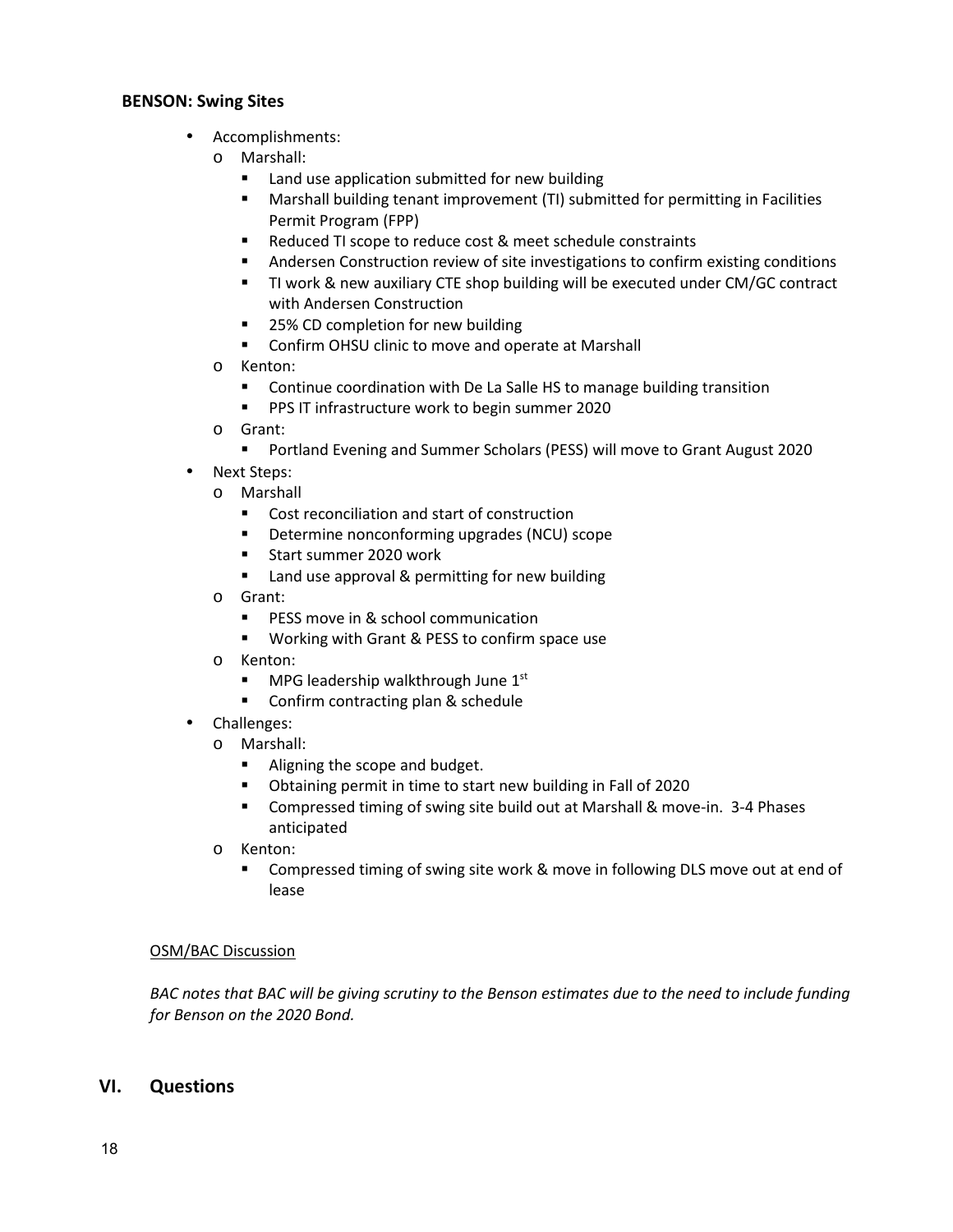**BENSON: Swing Sites**

- Accomplishments:
  - Marshall:
    - Land use application submitted for new building
    - Marshall building tenant improvement (TI) submitted for permitting in Facilities Permit Program (FPP)
    - Reduced TI scope to reduce cost & meet schedule constraints
    - Andersen Construction review of site investigations to confirm existing conditions
    - TI work & new auxiliary CTE shop building will be executed under CM/GC contract with Andersen Construction
    - 25% CD completion for new building
    - Confirm OHSU clinic to move and operate at Marshall
  - Kenton:
    - Continue coordination with De La Salle HS to manage building transition
    - PPS IT infrastructure work to begin summer 2020
  - Grant:
    - Portland Evening and Summer Scholars (PESS) will move to Grant August 2020
- Next Steps:
  - Marshall
    - Cost reconciliation and start of construction
    - Determine nonconforming upgrades (NCU) scope
    - Start summer 2020 work
    - Land use approval & permitting for new building
  - Grant:
    - PESS move in & school communication
    - Working with Grant & PESS to confirm space use
  - Kenton:
    - MPG leadership walkthrough June 1st
    - Confirm contracting plan & schedule
- Challenges:
  - Marshall:
    - Aligning the scope and budget.
    - Obtaining permit in time to start new building in Fall of 2020
    - Compressed timing of swing site build out at Marshall & move-in. 3-4 Phases anticipated
  - Kenton:
    - Compressed timing of swing site work & move in following DLS move out at end of lease

OSM/BAC Discussion

*BAC notes that BAC will be giving scrutiny to the Benson estimates due to the need to include funding for Benson on the 2020 Bond.*

## VI. Questions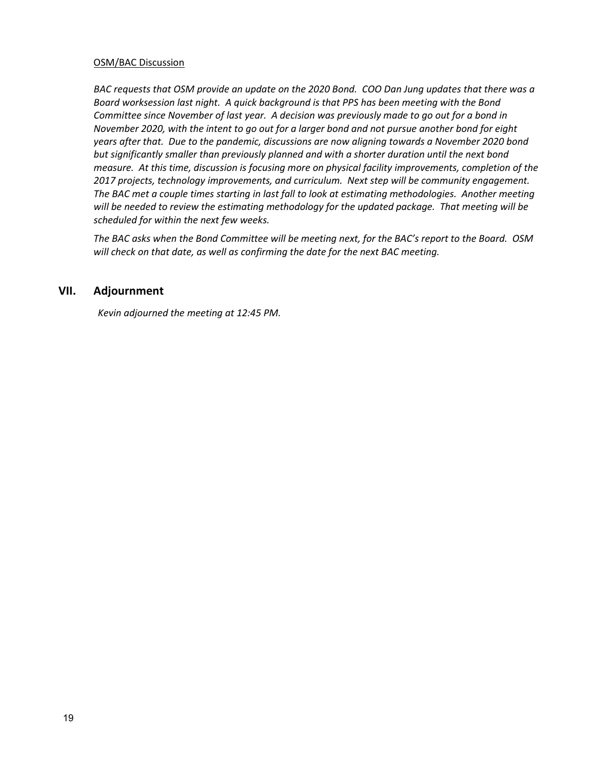OSM/BAC Discussion

*BAC requests that OSM provide an update on the 2020 Bond. COO Dan Jung updates that there was a Board worksession last night. A quick background is that PPS has been meeting with the Bond Committee since November of last year. A decision was previously made to go out for a bond in November 2020, with the intent to go out for a larger bond and not pursue another bond for eight years after that. Due to the pandemic, discussions are now aligning towards a November 2020 bond but significantly smaller than previously planned and with a shorter duration until the next bond measure. At this time, discussion is focusing more on physical facility improvements, completion of the 2017 projects, technology improvements, and curriculum. Next step will be community engagement. The BAC met a couple times starting in last fall to look at estimating methodologies. Another meeting will be needed to review the estimating methodology for the updated package. That meeting will be scheduled for within the next few weeks.*

*The BAC asks when the Bond Committee will be meeting next, for the BAC's report to the Board. OSM will check on that date, as well as confirming the date for the next BAC meeting.*

## VII. Adjournment

*Kevin adjourned the meeting at 12:45 PM.*